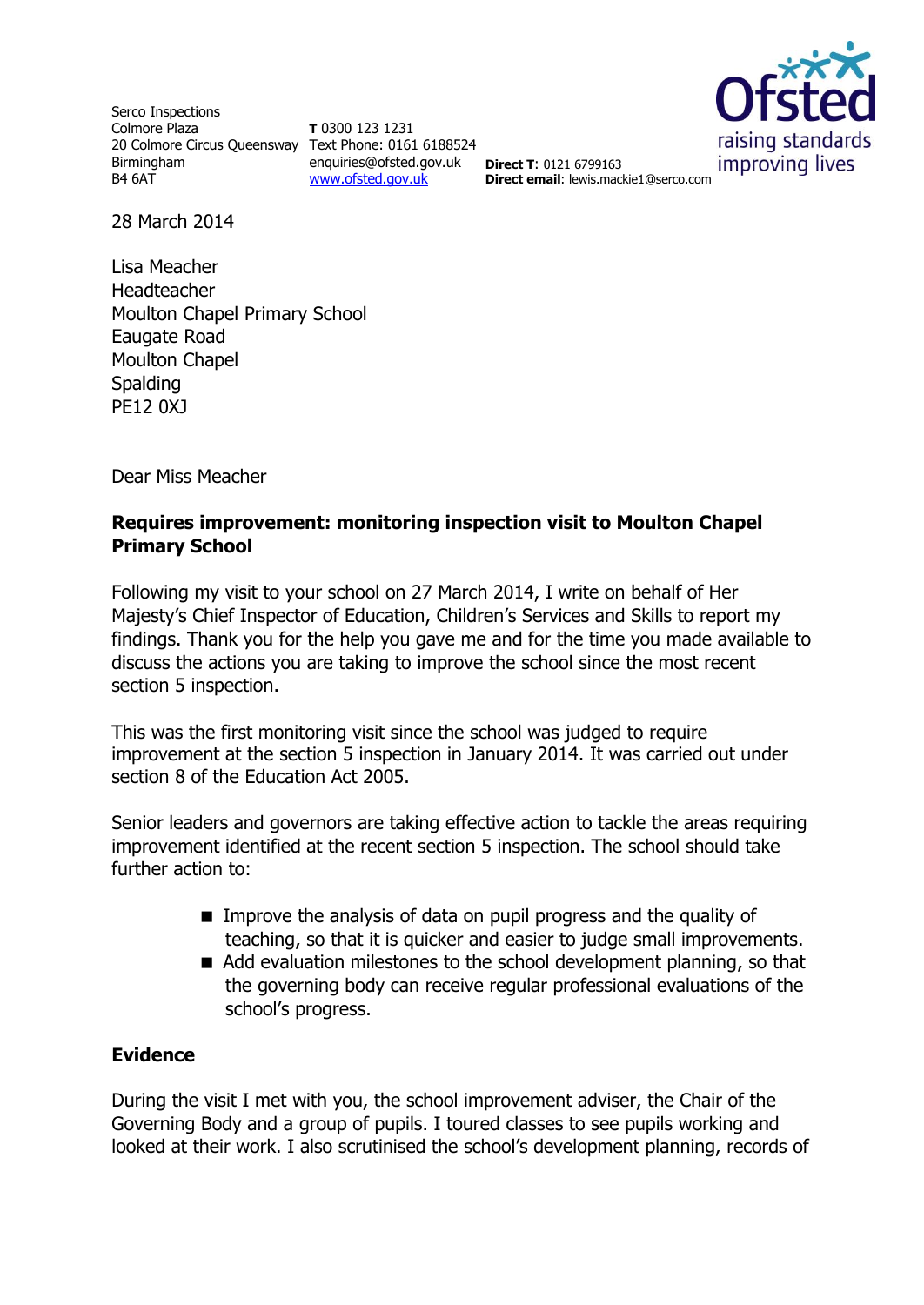Serco Inspections
Colmore Plaza
20 Colmore Circus Queensway
Birmingham
B4 6AT

**T** 0300 123 1231
Text Phone: 0161 6188524
enquiries@ofsted.gov.uk
www.ofsted.gov.uk

**Direct T**: 0121 6799163
**Direct email**: lewis.mackie1@serco.com

Ofsted
raising standards
improving lives

28 March 2014

Lisa Meacher
Headteacher
Moulton Chapel Primary School
Eaugate Road
Moulton Chapel
Spalding
PE12 0XJ

Dear Miss Meacher

**Requires improvement: monitoring inspection visit to Moulton Chapel Primary School**

Following my visit to your school on 27 March 2014, I write on behalf of Her Majesty's Chief Inspector of Education, Children's Services and Skills to report my findings. Thank you for the help you gave me and for the time you made available to discuss the actions you are taking to improve the school since the most recent section 5 inspection.

This was the first monitoring visit since the school was judged to require improvement at the section 5 inspection in January 2014. It was carried out under section 8 of the Education Act 2005.

Senior leaders and governors are taking effective action to tackle the areas requiring improvement identified at the recent section 5 inspection. The school should take further action to:

- Improve the analysis of data on pupil progress and the quality of teaching, so that it is quicker and easier to judge small improvements.
- Add evaluation milestones to the school development planning, so that the governing body can receive regular professional evaluations of the school's progress.

## Evidence

During the visit I met with you, the school improvement adviser, the Chair of the Governing Body and a group of pupils. I toured classes to see pupils working and looked at their work. I also scrutinised the school's development planning, records of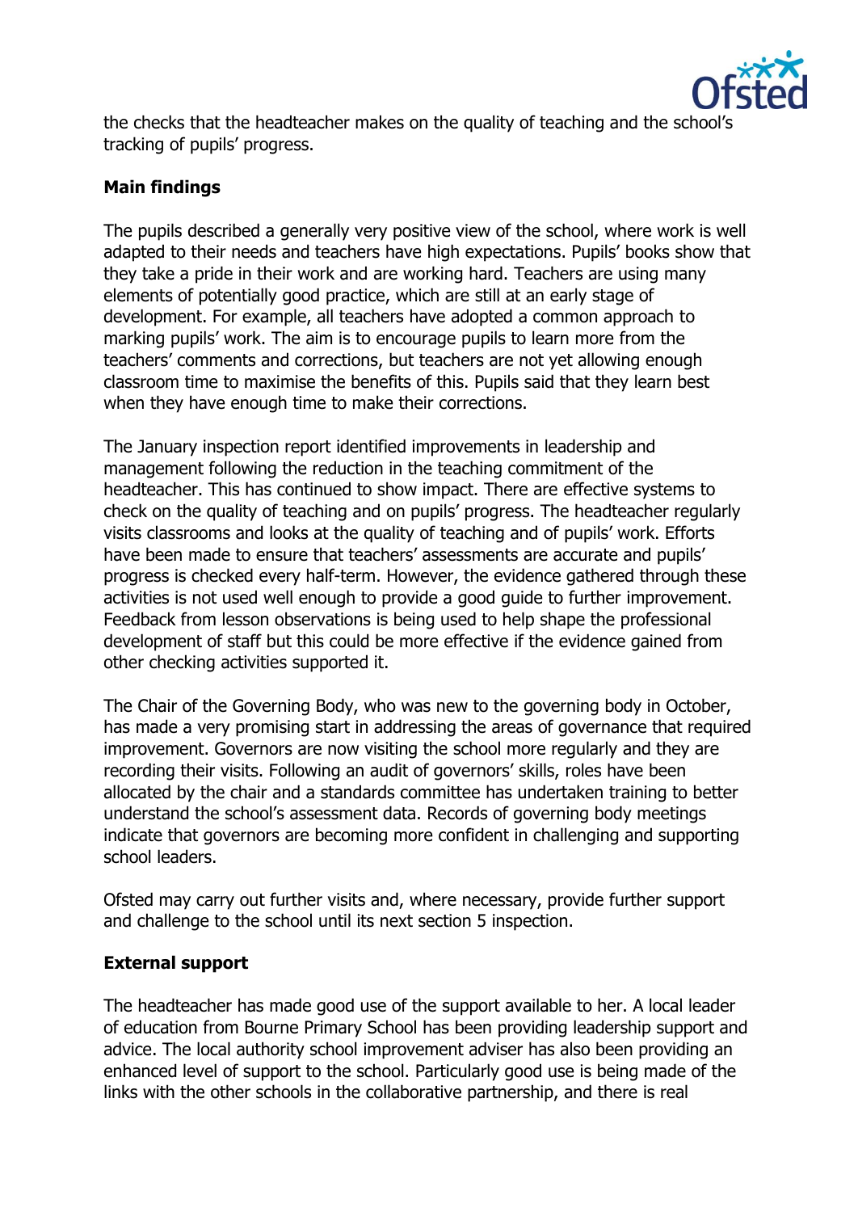the checks that the headteacher makes on the quality of teaching and the school's tracking of pupils' progress.

## Main findings

The pupils described a generally very positive view of the school, where work is well adapted to their needs and teachers have high expectations. Pupils' books show that they take a pride in their work and are working hard. Teachers are using many elements of potentially good practice, which are still at an early stage of development. For example, all teachers have adopted a common approach to marking pupils' work. The aim is to encourage pupils to learn more from the teachers' comments and corrections, but teachers are not yet allowing enough classroom time to maximise the benefits of this. Pupils said that they learn best when they have enough time to make their corrections.

The January inspection report identified improvements in leadership and management following the reduction in the teaching commitment of the headteacher. This has continued to show impact. There are effective systems to check on the quality of teaching and on pupils' progress. The headteacher regularly visits classrooms and looks at the quality of teaching and of pupils' work. Efforts have been made to ensure that teachers' assessments are accurate and pupils' progress is checked every half-term. However, the evidence gathered through these activities is not used well enough to provide a good guide to further improvement. Feedback from lesson observations is being used to help shape the professional development of staff but this could be more effective if the evidence gained from other checking activities supported it.

The Chair of the Governing Body, who was new to the governing body in October, has made a very promising start in addressing the areas of governance that required improvement. Governors are now visiting the school more regularly and they are recording their visits. Following an audit of governors' skills, roles have been allocated by the chair and a standards committee has undertaken training to better understand the school's assessment data. Records of governing body meetings indicate that governors are becoming more confident in challenging and supporting school leaders.

Ofsted may carry out further visits and, where necessary, provide further support and challenge to the school until its next section 5 inspection.

## External support

The headteacher has made good use of the support available to her. A local leader of education from Bourne Primary School has been providing leadership support and advice. The local authority school improvement adviser has also been providing an enhanced level of support to the school. Particularly good use is being made of the links with the other schools in the collaborative partnership, and there is real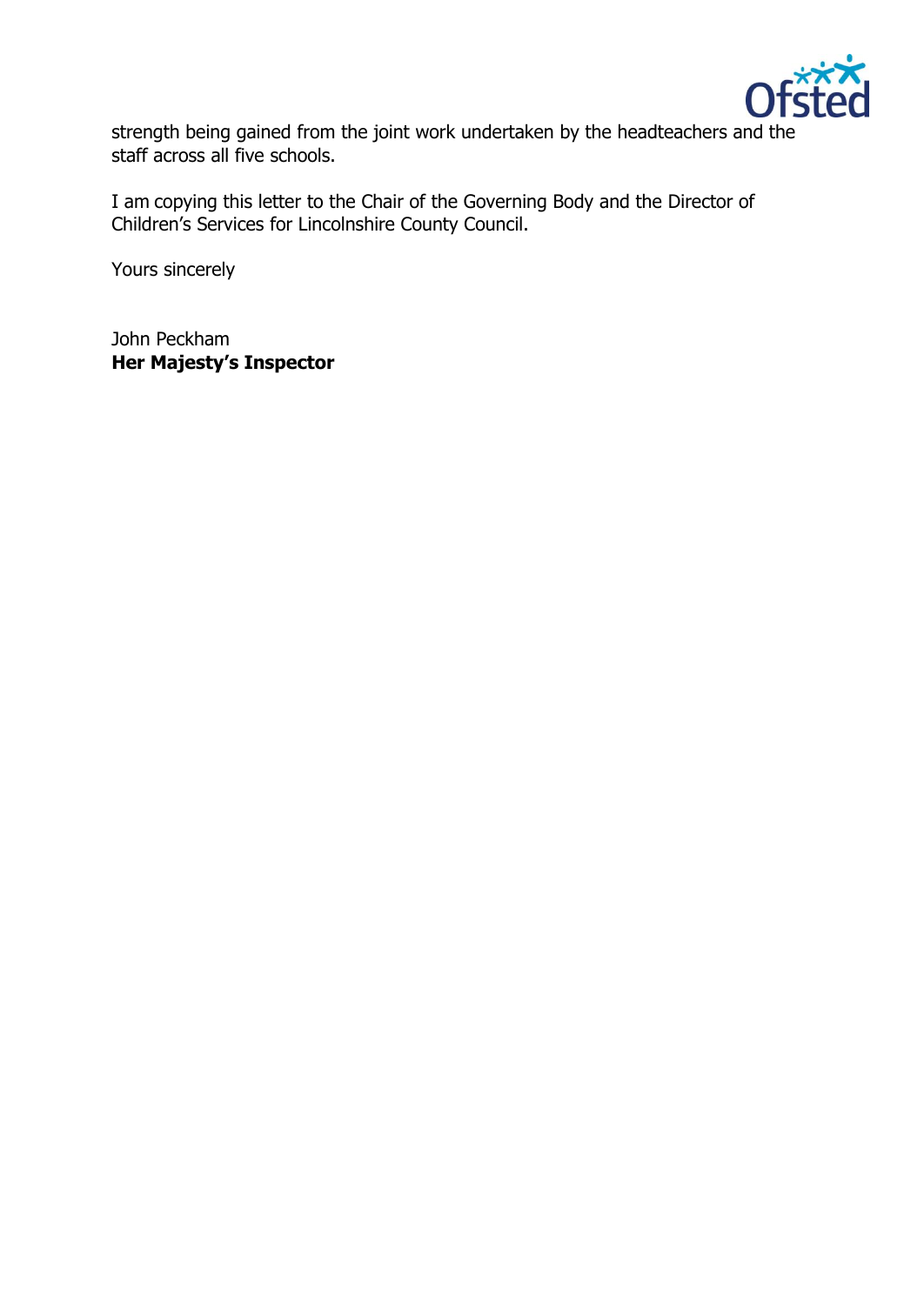strength being gained from the joint work undertaken by the headteachers and the staff across all five schools.

I am copying this letter to the Chair of the Governing Body and the Director of Children's Services for Lincolnshire County Council.

Yours sincerely

John Peckham
**Her Majesty's Inspector**